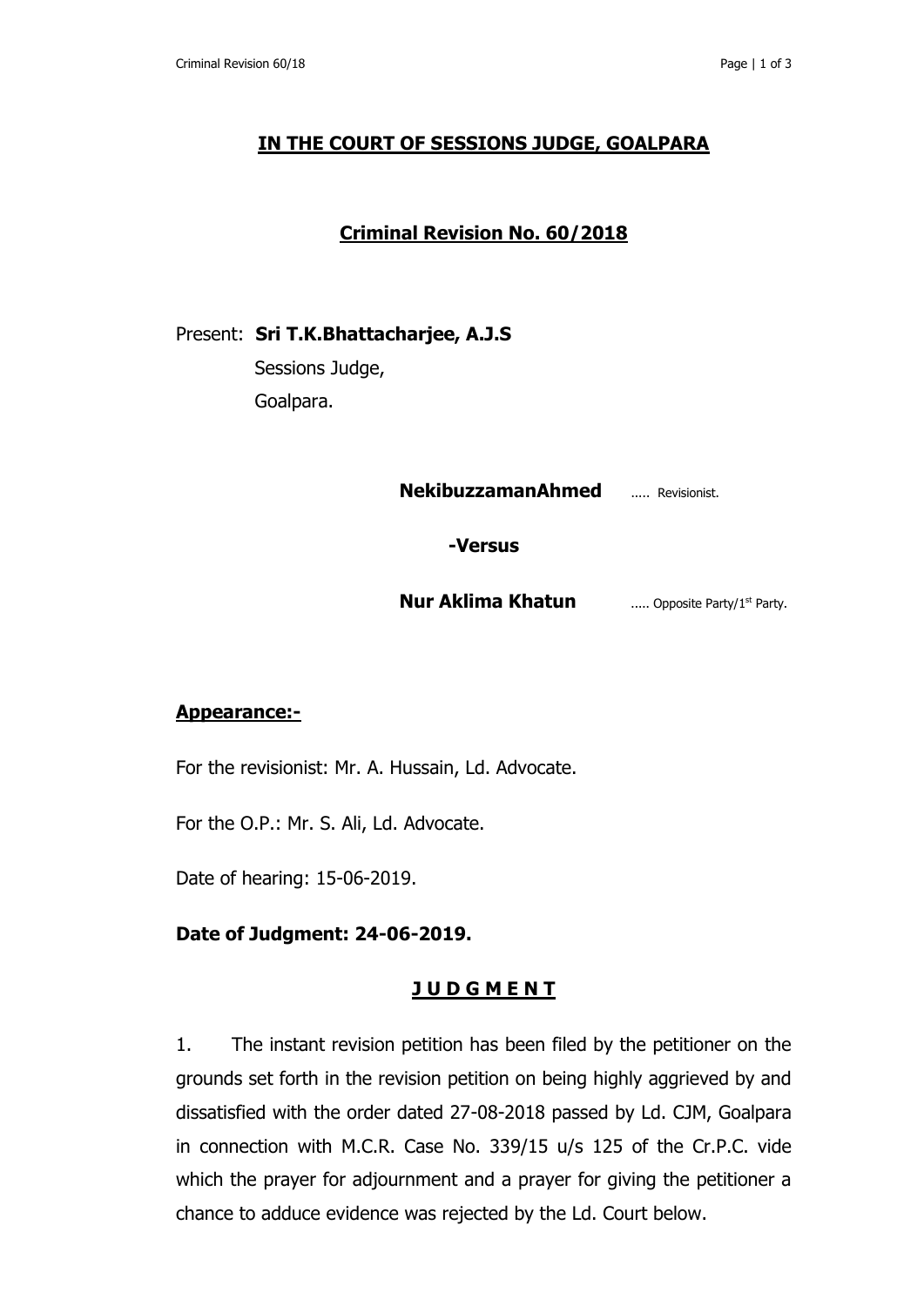## IN THE COURT OF SESSIONS JUDGE, GOALPARA

## Criminal Revision No. 60/2018

Present: **Sri T.K.Bhattacharjee, A.J.S**
Sessions Judge,
Goalpara.

**NekibuzzamanAhmed** ….. Revisionist.

**-Versus**

**Nur Aklima Khatun** ….. Opposite Party/1st Party.

**Appearance:-**

For the revisionist: Mr. A. Hussain, Ld. Advocate.

For the O.P.: Mr. S. Ali, Ld. Advocate.

Date of hearing: 15-06-2019.

**Date of Judgment: 24-06-2019.**

## J U D G M E N T

1. The instant revision petition has been filed by the petitioner on the grounds set forth in the revision petition on being highly aggrieved by and dissatisfied with the order dated 27-08-2018 passed by Ld. CJM, Goalpara in connection with M.C.R. Case No. 339/15 u/s 125 of the Cr.P.C. vide which the prayer for adjournment and a prayer for giving the petitioner a chance to adduce evidence was rejected by the Ld. Court below.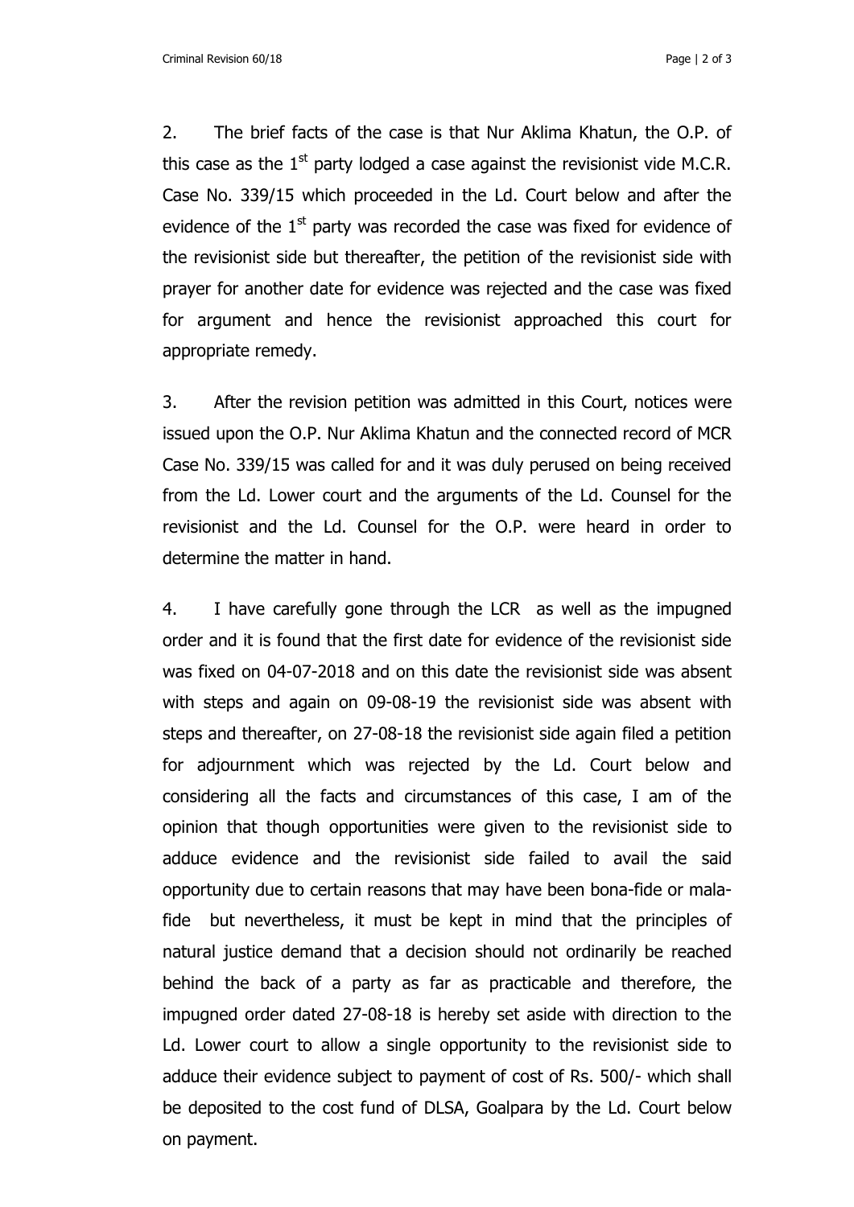2. The brief facts of the case is that Nur Aklima Khatun, the O.P. of this case as the 1st party lodged a case against the revisionist vide M.C.R. Case No. 339/15 which proceeded in the Ld. Court below and after the evidence of the 1st party was recorded the case was fixed for evidence of the revisionist side but thereafter, the petition of the revisionist side with prayer for another date for evidence was rejected and the case was fixed for argument and hence the revisionist approached this court for appropriate remedy.

3. After the revision petition was admitted in this Court, notices were issued upon the O.P. Nur Aklima Khatun and the connected record of MCR Case No. 339/15 was called for and it was duly perused on being received from the Ld. Lower court and the arguments of the Ld. Counsel for the revisionist and the Ld. Counsel for the O.P. were heard in order to determine the matter in hand.

4. I have carefully gone through the LCR as well as the impugned order and it is found that the first date for evidence of the revisionist side was fixed on 04-07-2018 and on this date the revisionist side was absent with steps and again on 09-08-19 the revisionist side was absent with steps and thereafter, on 27-08-18 the revisionist side again filed a petition for adjournment which was rejected by the Ld. Court below and considering all the facts and circumstances of this case, I am of the opinion that though opportunities were given to the revisionist side to adduce evidence and the revisionist side failed to avail the said opportunity due to certain reasons that may have been bona-fide or mala-fide but nevertheless, it must be kept in mind that the principles of natural justice demand that a decision should not ordinarily be reached behind the back of a party as far as practicable and therefore, the impugned order dated 27-08-18 is hereby set aside with direction to the Ld. Lower court to allow a single opportunity to the revisionist side to adduce their evidence subject to payment of cost of Rs. 500/- which shall be deposited to the cost fund of DLSA, Goalpara by the Ld. Court below on payment.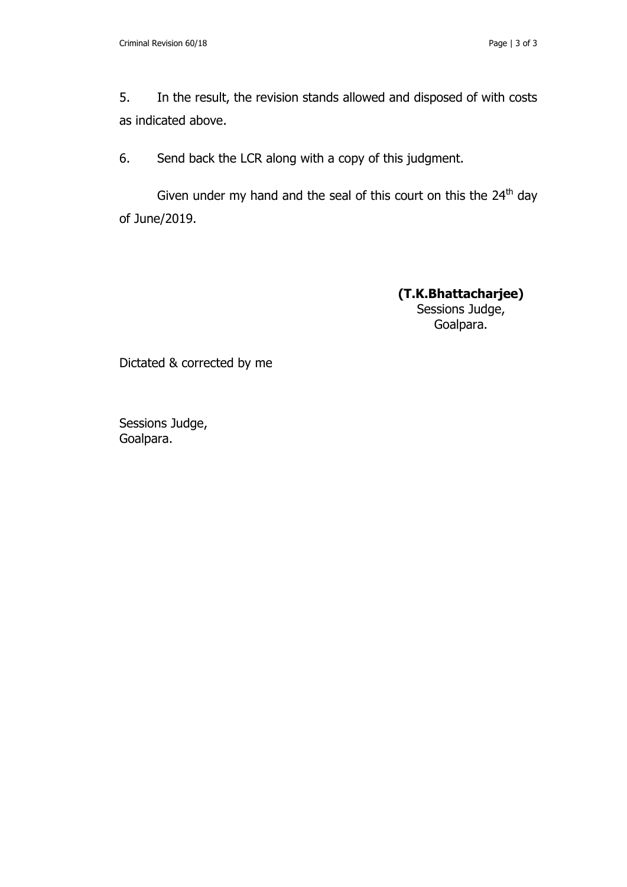5. In the result, the revision stands allowed and disposed of with costs as indicated above.

6. Send back the LCR along with a copy of this judgment.

Given under my hand and the seal of this court on this the 24th day of June/2019.

**(T.K.Bhattacharjee)**
Sessions Judge,
Goalpara.

Dictated & corrected by me

Sessions Judge,
Goalpara.